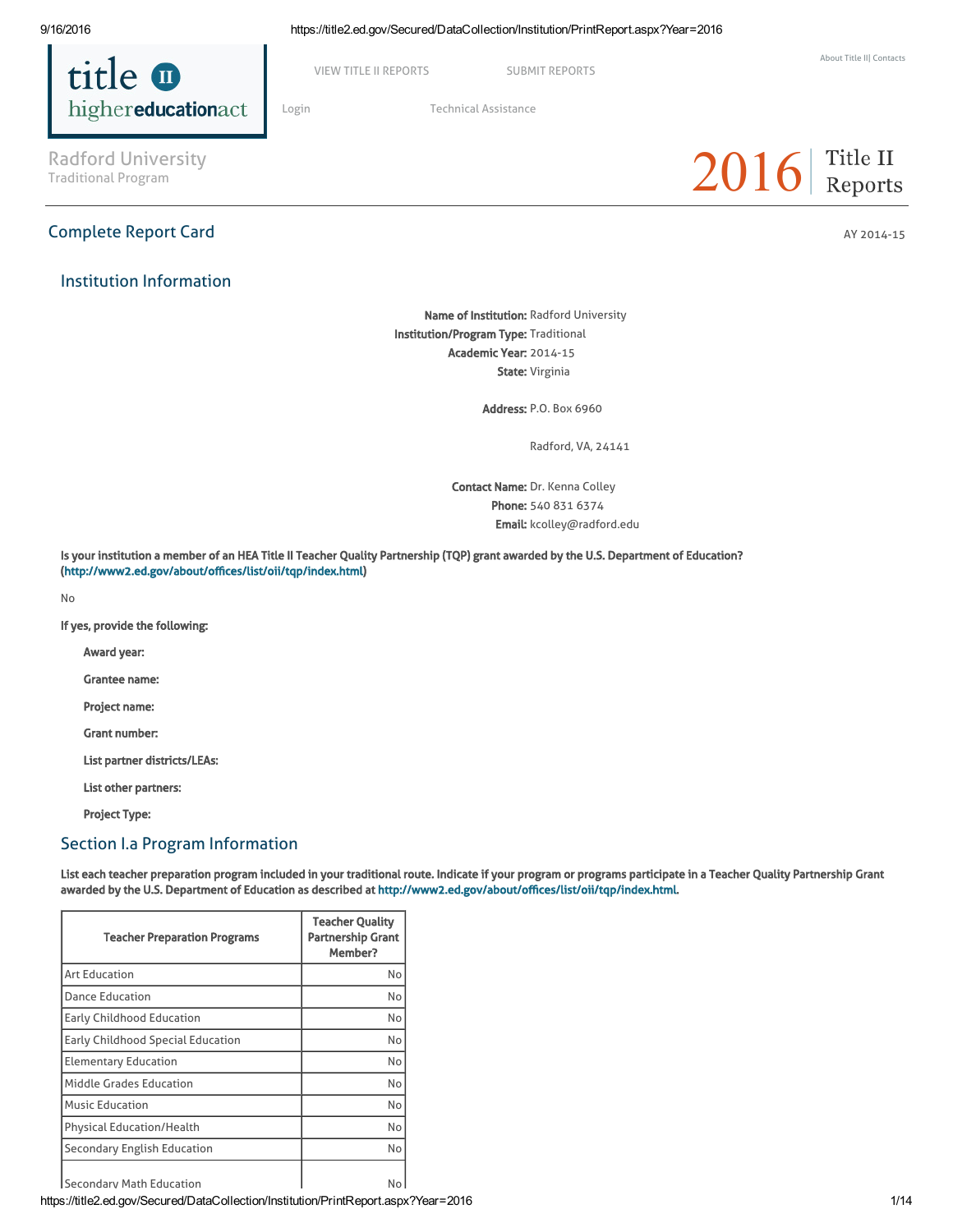title II higher education act

VIEW TITLE II REPORTS SUBMIT REPORTS

Login Technical Assistance

About Title II| Contacts

Radford University
Traditional Program

2016 Title II Reports

## Complete Report Card

AY 2014-15

### Institution Information

**Name of Institution:** Radford University
**Institution/Program Type:** Traditional
**Academic Year:** 2014-15
**State:** Virginia

**Address:** P.O. Box 6960

Radford, VA, 24141

**Contact Name:** Dr. Kenna Colley
**Phone:** 540 831 6374
**Email:** kcolley@radford.edu

**Is your institution a member of an HEA Title II Teacher Quality Partnership (TQP) grant awarded by the U.S. Department of Education? (http://www2.ed.gov/about/offices/list/oii/tqp/index.html)**

No

**If yes, provide the following:**

**Award year:**

**Grantee name:**

**Project name:**

**Grant number:**

**List partner districts/LEAs:**

**List other partners:**

**Project Type:**

### Section I.a Program Information

**List each teacher preparation program included in your traditional route. Indicate if your program or programs participate in a Teacher Quality Partnership Grant awarded by the U.S. Department of Education as described at http://www2.ed.gov/about/offices/list/oii/tqp/index.html.**

| Teacher Preparation Programs | Teacher Quality Partnership Grant Member? |
|---|---|
| Art Education | No |
| Dance Education | No |
| Early Childhood Education | No |
| Early Childhood Special Education | No |
| Elementary Education | No |
| Middle Grades Education | No |
| Music Education | No |
| Physical Education/Health | No |
| Secondary English Education | No |
| Secondary Math Education | No |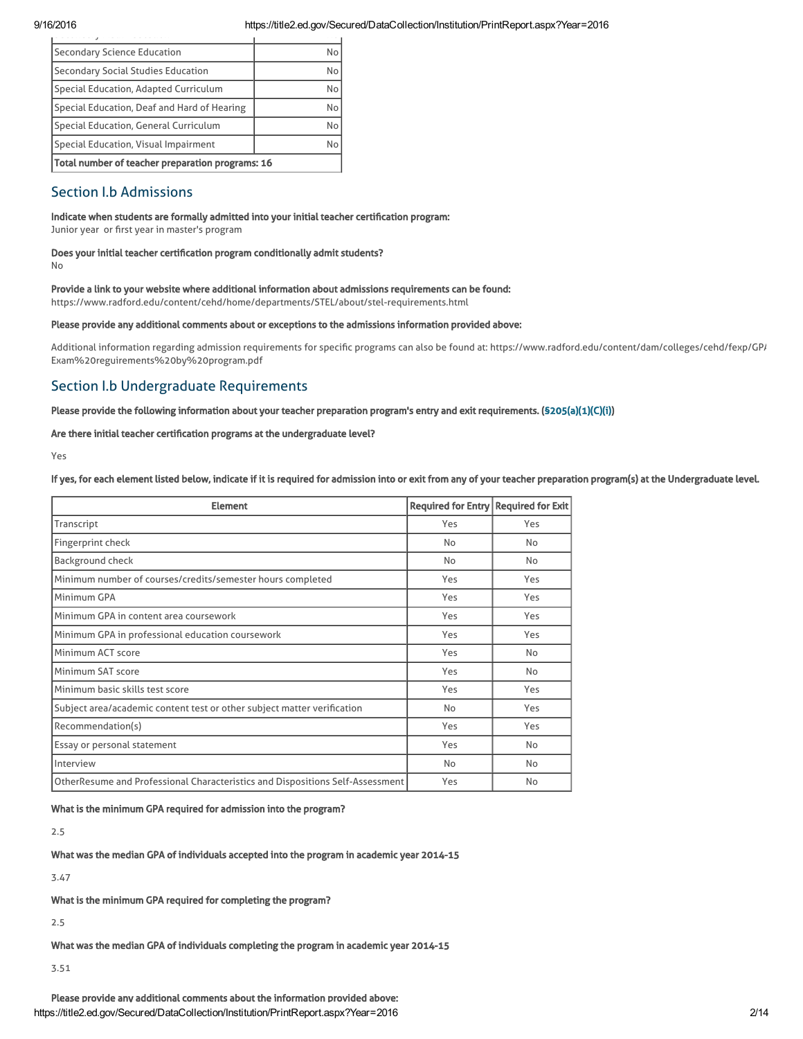| | |
|---|---|
| Secondary Science Education | No |
| Secondary Social Studies Education | No |
| Special Education, Adapted Curriculum | No |
| Special Education, Deaf and Hard of Hearing | No |
| Special Education, General Curriculum | No |
| Special Education, Visual Impairment | No |
| **Total number of teacher preparation programs: 16** | |

## Section I.b Admissions

**Indicate when students are formally admitted into your initial teacher certification program:**
Junior year or first year in master's program

**Does your initial teacher certification program conditionally admit students?**
No

**Provide a link to your website where additional information about admissions requirements can be found:**
https://www.radford.edu/content/cehd/home/departments/STEL/about/stel-requirements.html

**Please provide any additional comments about or exceptions to the admissions information provided above:**

Additional information regarding admission requirements for specific programs can also be found at: https://www.radford.edu/content/dam/colleges/cehd/fexp/GPA Exam%20requirements%20by%20program.pdf

## Section I.b Undergraduate Requirements

**Please provide the following information about your teacher preparation program's entry and exit requirements. (§205(a)(1)(C)(i))**

**Are there initial teacher certification programs at the undergraduate level?**

Yes

**If yes, for each element listed below, indicate if it is required for admission into or exit from any of your teacher preparation program(s) at the Undergraduate level.**

| Element | Required for Entry | Required for Exit |
|---|---|---|
| Transcript | Yes | Yes |
| Fingerprint check | No | No |
| Background check | No | No |
| Minimum number of courses/credits/semester hours completed | Yes | Yes |
| Minimum GPA | Yes | Yes |
| Minimum GPA in content area coursework | Yes | Yes |
| Minimum GPA in professional education coursework | Yes | Yes |
| Minimum ACT score | Yes | No |
| Minimum SAT score | Yes | No |
| Minimum basic skills test score | Yes | Yes |
| Subject area/academic content test or other subject matter verification | No | Yes |
| Recommendation(s) | Yes | Yes |
| Essay or personal statement | Yes | No |
| Interview | No | No |
| OtherResume and Professional Characteristics and Dispositions Self-Assessment | Yes | No |

**What is the minimum GPA required for admission into the program?**

2.5

**What was the median GPA of individuals accepted into the program in academic year 2014-15**

3.47

**What is the minimum GPA required for completing the program?**

2.5

**What was the median GPA of individuals completing the program in academic year 2014-15**

3.51

**Please provide any additional comments about the information provided above:**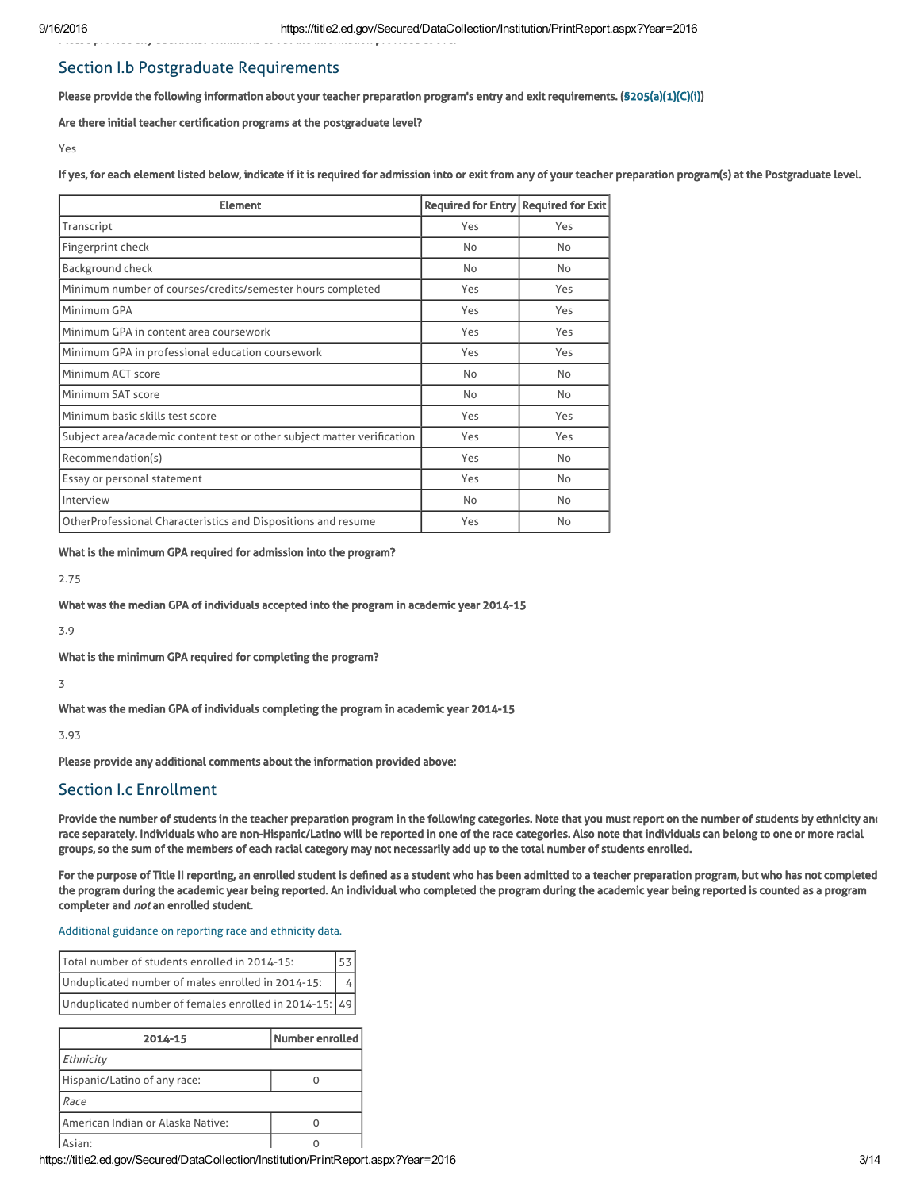## Section I.b Postgraduate Requirements

**Please provide the following information about your teacher preparation program's entry and exit requirements. (§205(a)(1)(C)(i))**

**Are there initial teacher certification programs at the postgraduate level?**

Yes

**If yes, for each element listed below, indicate if it is required for admission into or exit from any of your teacher preparation program(s) at the Postgraduate level.**

| Element | Required for Entry | Required for Exit |
|---|---|---|
| Transcript | Yes | Yes |
| Fingerprint check | No | No |
| Background check | No | No |
| Minimum number of courses/credits/semester hours completed | Yes | Yes |
| Minimum GPA | Yes | Yes |
| Minimum GPA in content area coursework | Yes | Yes |
| Minimum GPA in professional education coursework | Yes | Yes |
| Minimum ACT score | No | No |
| Minimum SAT score | No | No |
| Minimum basic skills test score | Yes | Yes |
| Subject area/academic content test or other subject matter verification | Yes | Yes |
| Recommendation(s) | Yes | No |
| Essay or personal statement | Yes | No |
| Interview | No | No |
| OtherProfessional Characteristics and Dispositions and resume | Yes | No |

**What is the minimum GPA required for admission into the program?**

2.75

**What was the median GPA of individuals accepted into the program in academic year 2014-15**

3.9

**What is the minimum GPA required for completing the program?**

3

**What was the median GPA of individuals completing the program in academic year 2014-15**

3.93

**Please provide any additional comments about the information provided above:**

## Section I.c Enrollment

**Provide the number of students in the teacher preparation program in the following categories. Note that you must report on the number of students by ethnicity and race separately. Individuals who are non-Hispanic/Latino will be reported in one of the race categories. Also note that individuals can belong to one or more racial groups, so the sum of the members of each racial category may not necessarily add up to the total number of students enrolled.**

**For the purpose of Title II reporting, an enrolled student is defined as a student who has been admitted to a teacher preparation program, but who has not completed the program during the academic year being reported. An individual who completed the program during the academic year being reported is counted as a program completer and *not* an enrolled student.**

Additional guidance on reporting race and ethnicity data.

| | |
|---|---|
| Total number of students enrolled in 2014-15: | 53 |
| Unduplicated number of males enrolled in 2014-15: | 4 |
| Unduplicated number of females enrolled in 2014-15: | 49 |

| 2014-15 | Number enrolled |
|---|---|
| *Ethnicity* | |
| Hispanic/Latino of any race: | 0 |
| *Race* | |
| American Indian or Alaska Native: | 0 |
| Asian: | 0 |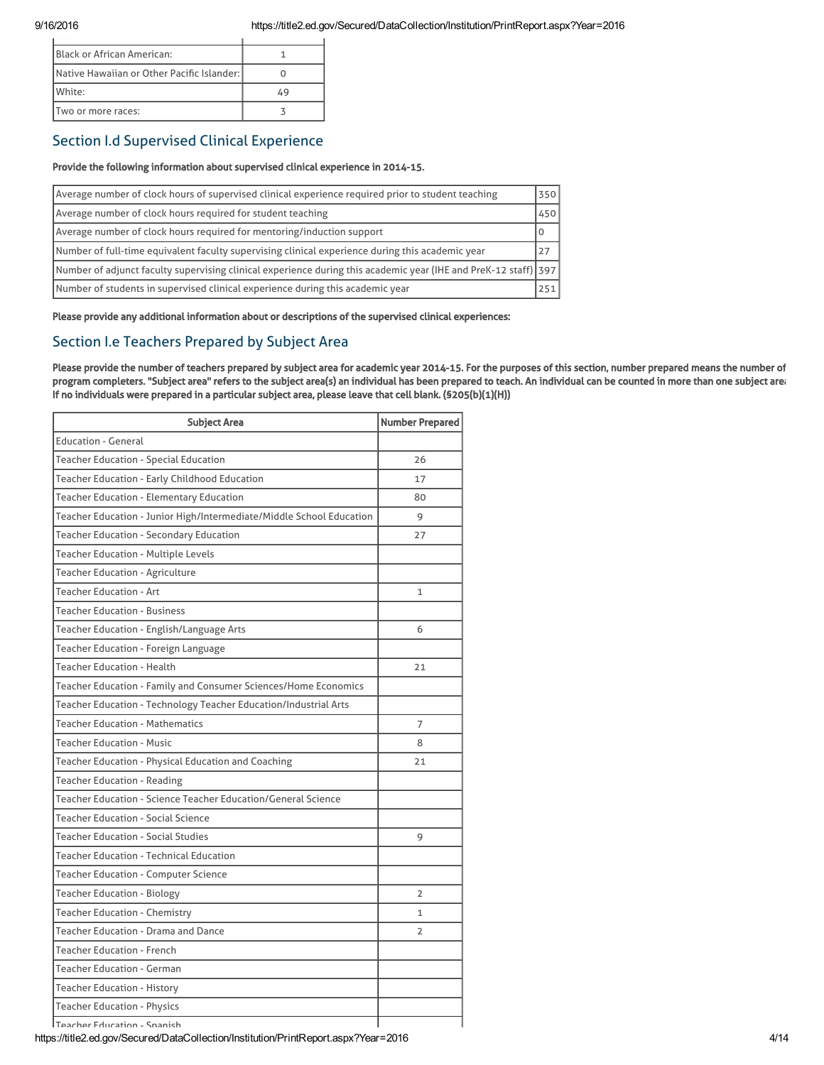| | |
|---|---|
| Black or African American: | 1 |
| Native Hawaiian or Other Pacific Islander: | 0 |
| White: | 49 |
| Two or more races: | 3 |

## Section I.d Supervised Clinical Experience

**Provide the following information about supervised clinical experience in 2014-15.**

| | |
|---|---|
| Average number of clock hours of supervised clinical experience required prior to student teaching | 350 |
| Average number of clock hours required for student teaching | 450 |
| Average number of clock hours required for mentoring/induction support | 0 |
| Number of full-time equivalent faculty supervising clinical experience during this academic year | 27 |
| Number of adjunct faculty supervising clinical experience during this academic year (IHE and PreK-12 staff) | 397 |
| Number of students in supervised clinical experience during this academic year | 251 |

**Please provide any additional information about or descriptions of the supervised clinical experiences:**

## Section I.e Teachers Prepared by Subject Area

**Please provide the number of teachers prepared by subject area for academic year 2014-15. For the purposes of this section, number prepared means the number of program completers. "Subject area" refers to the subject area(s) an individual has been prepared to teach. An individual can be counted in more than one subject area. If no individuals were prepared in a particular subject area, please leave that cell blank. (§205(b)(1)(H))**

| Subject Area | Number Prepared |
|---|---|
| Education - General | |
| Teacher Education - Special Education | 26 |
| Teacher Education - Early Childhood Education | 17 |
| Teacher Education - Elementary Education | 80 |
| Teacher Education - Junior High/Intermediate/Middle School Education | 9 |
| Teacher Education - Secondary Education | 27 |
| Teacher Education - Multiple Levels | |
| Teacher Education - Agriculture | |
| Teacher Education - Art | 1 |
| Teacher Education - Business | |
| Teacher Education - English/Language Arts | 6 |
| Teacher Education - Foreign Language | |
| Teacher Education - Health | 21 |
| Teacher Education - Family and Consumer Sciences/Home Economics | |
| Teacher Education - Technology Teacher Education/Industrial Arts | |
| Teacher Education - Mathematics | 7 |
| Teacher Education - Music | 8 |
| Teacher Education - Physical Education and Coaching | 21 |
| Teacher Education - Reading | |
| Teacher Education - Science Teacher Education/General Science | |
| Teacher Education - Social Science | |
| Teacher Education - Social Studies | 9 |
| Teacher Education - Technical Education | |
| Teacher Education - Computer Science | |
| Teacher Education - Biology | 2 |
| Teacher Education - Chemistry | 1 |
| Teacher Education - Drama and Dance | 2 |
| Teacher Education - French | |
| Teacher Education - German | |
| Teacher Education - History | |
| Teacher Education - Physics | |
| Teacher Education - Spanish | |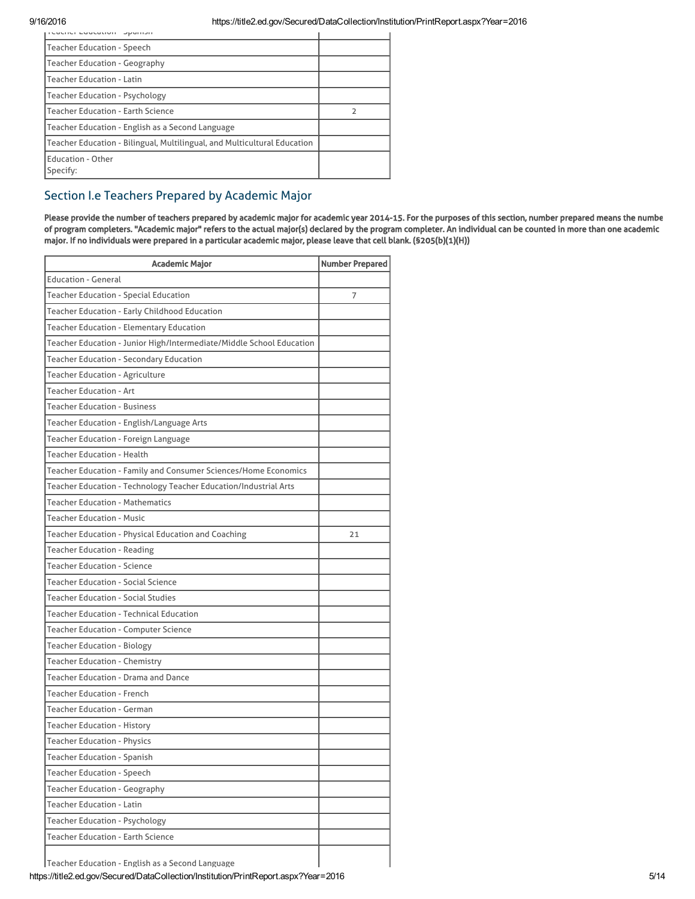| | |
|---|---|
| Teacher Education - Spanish | |
| Teacher Education - Speech | |
| Teacher Education - Geography | |
| Teacher Education - Latin | |
| Teacher Education - Psychology | |
| Teacher Education - Earth Science | 2 |
| Teacher Education - English as a Second Language | |
| Teacher Education - Bilingual, Multilingual, and Multicultural Education | |
| Education - Other<br>Specify: | |

## Section I.e Teachers Prepared by Academic Major

**Please provide the number of teachers prepared by academic major for academic year 2014-15. For the purposes of this section, number prepared means the number of program completers. "Academic major" refers to the actual major(s) declared by the program completer. An individual can be counted in more than one academic major. If no individuals were prepared in a particular academic major, please leave that cell blank. (§205(b)(1)(H))**

| Academic Major | Number Prepared |
|---|---|
| Education - General | |
| Teacher Education - Special Education | 7 |
| Teacher Education - Early Childhood Education | |
| Teacher Education - Elementary Education | |
| Teacher Education - Junior High/Intermediate/Middle School Education | |
| Teacher Education - Secondary Education | |
| Teacher Education - Agriculture | |
| Teacher Education - Art | |
| Teacher Education - Business | |
| Teacher Education - English/Language Arts | |
| Teacher Education - Foreign Language | |
| Teacher Education - Health | |
| Teacher Education - Family and Consumer Sciences/Home Economics | |
| Teacher Education - Technology Teacher Education/Industrial Arts | |
| Teacher Education - Mathematics | |
| Teacher Education - Music | |
| Teacher Education - Physical Education and Coaching | 21 |
| Teacher Education - Reading | |
| Teacher Education - Science | |
| Teacher Education - Social Science | |
| Teacher Education - Social Studies | |
| Teacher Education - Technical Education | |
| Teacher Education - Computer Science | |
| Teacher Education - Biology | |
| Teacher Education - Chemistry | |
| Teacher Education - Drama and Dance | |
| Teacher Education - French | |
| Teacher Education - German | |
| Teacher Education - History | |
| Teacher Education - Physics | |
| Teacher Education - Spanish | |
| Teacher Education - Speech | |
| Teacher Education - Geography | |
| Teacher Education - Latin | |
| Teacher Education - Psychology | |
| Teacher Education - Earth Science | |
| Teacher Education - English as a Second Language | |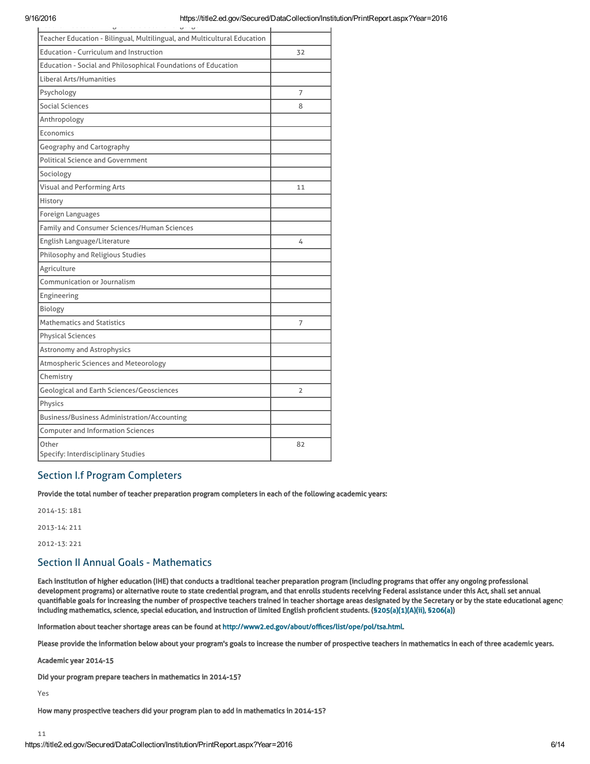| | |
|---|---|
| Teacher Education - Bilingual, Multilingual, and Multicultural Education | |
| Education - Curriculum and Instruction | 32 |
| Education - Social and Philosophical Foundations of Education | |
| Liberal Arts/Humanities | |
| Psychology | 7 |
| Social Sciences | 8 |
| Anthropology | |
| Economics | |
| Geography and Cartography | |
| Political Science and Government | |
| Sociology | |
| Visual and Performing Arts | 11 |
| History | |
| Foreign Languages | |
| Family and Consumer Sciences/Human Sciences | |
| English Language/Literature | 4 |
| Philosophy and Religious Studies | |
| Agriculture | |
| Communication or Journalism | |
| Engineering | |
| Biology | |
| Mathematics and Statistics | 7 |
| Physical Sciences | |
| Astronomy and Astrophysics | |
| Atmospheric Sciences and Meteorology | |
| Chemistry | |
| Geological and Earth Sciences/Geosciences | 2 |
| Physics | |
| Business/Business Administration/Accounting | |
| Computer and Information Sciences | |
| Other<br>Specify: Interdisciplinary Studies | 82 |

## Section I.f Program Completers

**Provide the total number of teacher preparation program completers in each of the following academic years:**

2014-15: 181

2013-14: 211

2012-13: 221

## Section II Annual Goals - Mathematics

**Each institution of higher education (IHE) that conducts a traditional teacher preparation program (including programs that offer any ongoing professional development programs) or alternative route to state credential program, and that enrolls students receiving Federal assistance under this Act, shall set annual quantifiable goals for increasing the number of prospective teachers trained in teacher shortage areas designated by the Secretary or by the state educational agency including mathematics, science, special education, and instruction of limited English proficient students. (§205(a)(1)(A)(ii), §206(a))**

**Information about teacher shortage areas can be found at http://www2.ed.gov/about/offices/list/ope/pol/tsa.html.**

**Please provide the information below about your program's goals to increase the number of prospective teachers in mathematics in each of three academic years.**

**Academic year 2014-15**

**Did your program prepare teachers in mathematics in 2014-15?**

Yes

**How many prospective teachers did your program plan to add in mathematics in 2014-15?**

11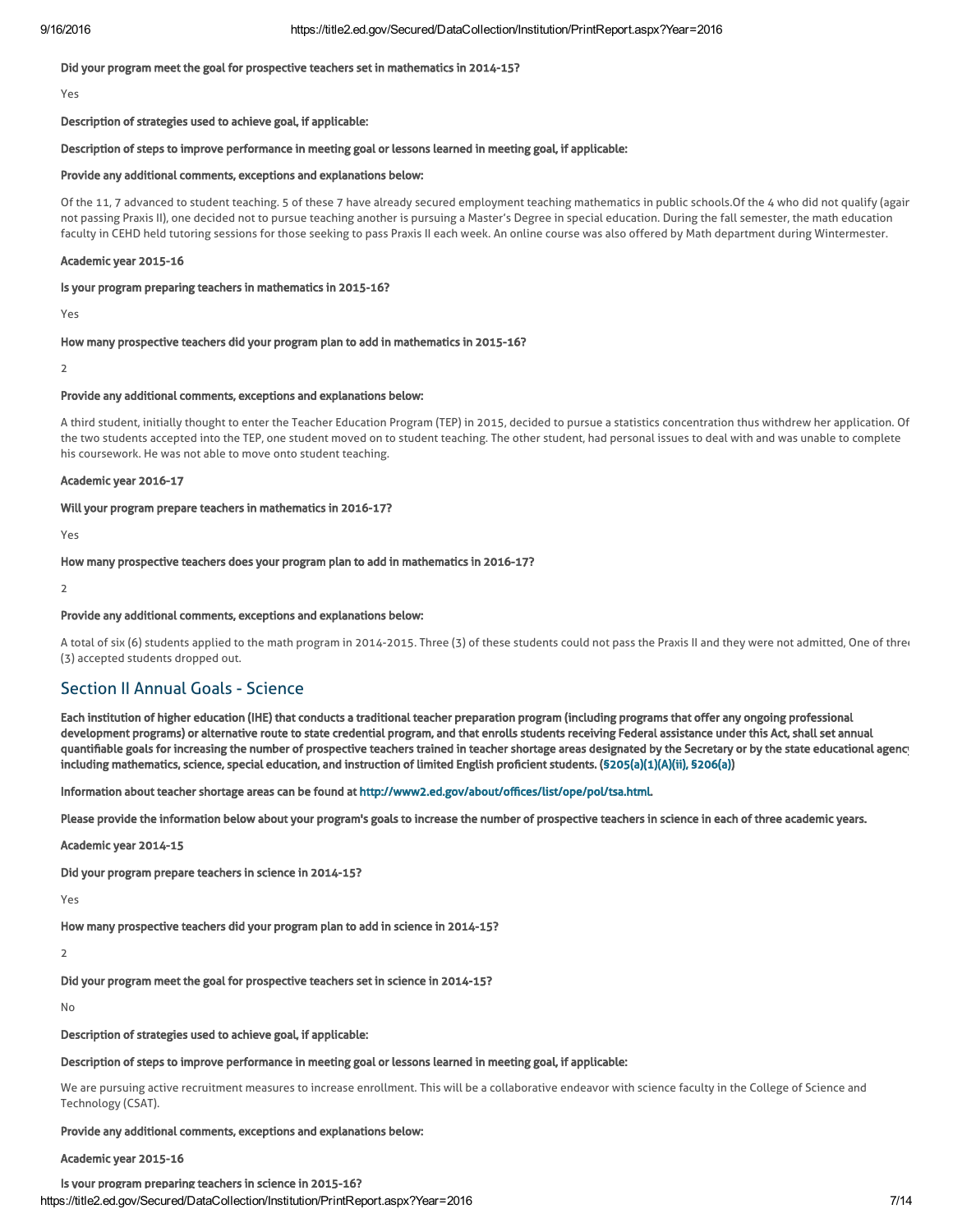**Did your program meet the goal for prospective teachers set in mathematics in 2014-15?**

Yes

**Description of strategies used to achieve goal, if applicable:**

**Description of steps to improve performance in meeting goal or lessons learned in meeting goal, if applicable:**

**Provide any additional comments, exceptions and explanations below:**

Of the 11, 7 advanced to student teaching. 5 of these 7 have already secured employment teaching mathematics in public schools.Of the 4 who did not qualify (agair not passing Praxis II), one decided not to pursue teaching another is pursuing a Master's Degree in special education. During the fall semester, the math education faculty in CEHD held tutoring sessions for those seeking to pass Praxis II each week. An online course was also offered by Math department during Wintermester.

**Academic year 2015-16**

**Is your program preparing teachers in mathematics in 2015-16?**

Yes

**How many prospective teachers did your program plan to add in mathematics in 2015-16?**

2

**Provide any additional comments, exceptions and explanations below:**

A third student, initially thought to enter the Teacher Education Program (TEP) in 2015, decided to pursue a statistics concentration thus withdrew her application. Of the two students accepted into the TEP, one student moved on to student teaching. The other student, had personal issues to deal with and was unable to complete his coursework. He was not able to move onto student teaching.

**Academic year 2016-17**

**Will your program prepare teachers in mathematics in 2016-17?**

Yes

**How many prospective teachers does your program plan to add in mathematics in 2016-17?**

2

**Provide any additional comments, exceptions and explanations below:**

A total of six (6) students applied to the math program in 2014-2015. Three (3) of these students could not pass the Praxis II and they were not admitted, One of three (3) accepted students dropped out.

## Section II Annual Goals - Science

**Each institution of higher education (IHE) that conducts a traditional teacher preparation program (including programs that offer any ongoing professional development programs) or alternative route to state credential program, and that enrolls students receiving Federal assistance under this Act, shall set annual quantifiable goals for increasing the number of prospective teachers trained in teacher shortage areas designated by the Secretary or by the state educational agency including mathematics, science, special education, and instruction of limited English proficient students. (§205(a)(1)(A)(ii), §206(a))**

**Information about teacher shortage areas can be found at http://www2.ed.gov/about/offices/list/ope/pol/tsa.html.**

**Please provide the information below about your program's goals to increase the number of prospective teachers in science in each of three academic years.**

**Academic year 2014-15**

**Did your program prepare teachers in science in 2014-15?**

Yes

**How many prospective teachers did your program plan to add in science in 2014-15?**

2

**Did your program meet the goal for prospective teachers set in science in 2014-15?**

No

**Description of strategies used to achieve goal, if applicable:**

**Description of steps to improve performance in meeting goal or lessons learned in meeting goal, if applicable:**

We are pursuing active recruitment measures to increase enrollment. This will be a collaborative endeavor with science faculty in the College of Science and Technology (CSAT).

**Provide any additional comments, exceptions and explanations below:**

**Academic year 2015-16**

**Is your program preparing teachers in science in 2015-16?**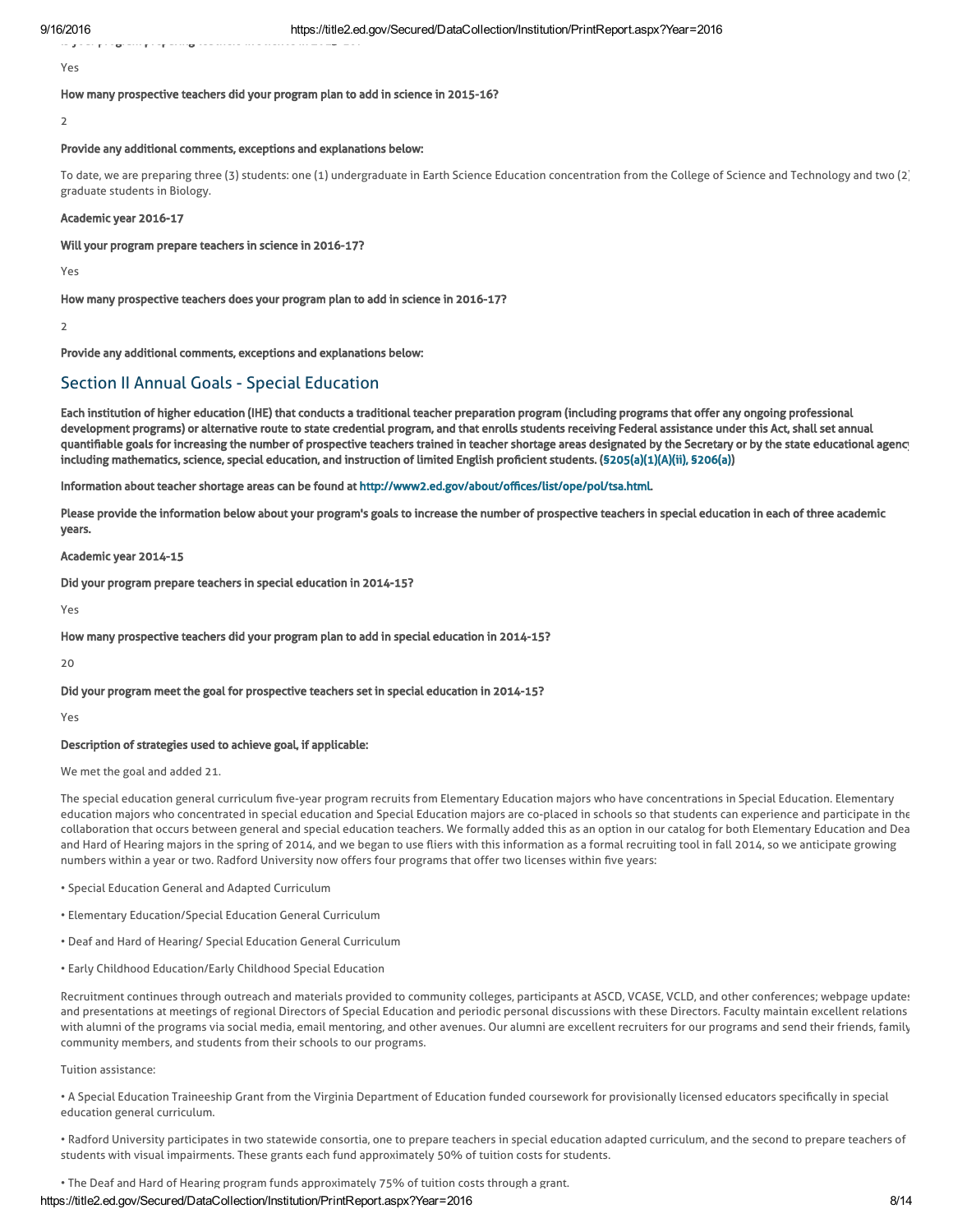Yes

**How many prospective teachers did your program plan to add in science in 2015-16?**

2

**Provide any additional comments, exceptions and explanations below:**

To date, we are preparing three (3) students: one (1) undergraduate in Earth Science Education concentration from the College of Science and Technology and two (2) graduate students in Biology.

**Academic year 2016-17**

**Will your program prepare teachers in science in 2016-17?**

Yes

**How many prospective teachers does your program plan to add in science in 2016-17?**

2

**Provide any additional comments, exceptions and explanations below:**

## Section II Annual Goals - Special Education

**Each institution of higher education (IHE) that conducts a traditional teacher preparation program (including programs that offer any ongoing professional development programs) or alternative route to state credential program, and that enrolls students receiving Federal assistance under this Act, shall set annual quantifiable goals for increasing the number of prospective teachers trained in teacher shortage areas designated by the Secretary or by the state educational agency including mathematics, science, special education, and instruction of limited English proficient students. (§205(a)(1)(A)(ii), §206(a))**

**Information about teacher shortage areas can be found at http://www2.ed.gov/about/offices/list/ope/pol/tsa.html.**

**Please provide the information below about your program's goals to increase the number of prospective teachers in special education in each of three academic years.**

**Academic year 2014-15**

**Did your program prepare teachers in special education in 2014-15?**

Yes

**How many prospective teachers did your program plan to add in special education in 2014-15?**

20

**Did your program meet the goal for prospective teachers set in special education in 2014-15?**

Yes

**Description of strategies used to achieve goal, if applicable:**

We met the goal and added 21.

The special education general curriculum five-year program recruits from Elementary Education majors who have concentrations in Special Education. Elementary education majors who concentrated in special education and Special Education majors are co-placed in schools so that students can experience and participate in the collaboration that occurs between general and special education teachers. We formally added this as an option in our catalog for both Elementary Education and Deaf and Hard of Hearing majors in the spring of 2014, and we began to use fliers with this information as a formal recruiting tool in fall 2014, so we anticipate growing numbers within a year or two. Radford University now offers four programs that offer two licenses within five years:

- Special Education General and Adapted Curriculum
- Elementary Education/Special Education General Curriculum
- Deaf and Hard of Hearing/ Special Education General Curriculum
- Early Childhood Education/Early Childhood Special Education

Recruitment continues through outreach and materials provided to community colleges, participants at ASCD, VCASE, VCLD, and other conferences; webpage updates and presentations at meetings of regional Directors of Special Education and periodic personal discussions with these Directors. Faculty maintain excellent relations with alumni of the programs via social media, email mentoring, and other avenues. Our alumni are excellent recruiters for our programs and send their friends, family, community members, and students from their schools to our programs.

Tuition assistance:

- A Special Education Traineeship Grant from the Virginia Department of Education funded coursework for provisionally licensed educators specifically in special education general curriculum.
- Radford University participates in two statewide consortia, one to prepare teachers in special education adapted curriculum, and the second to prepare teachers of students with visual impairments. These grants each fund approximately 50% of tuition costs for students.
- The Deaf and Hard of Hearing program funds approximately 75% of tuition costs through a grant.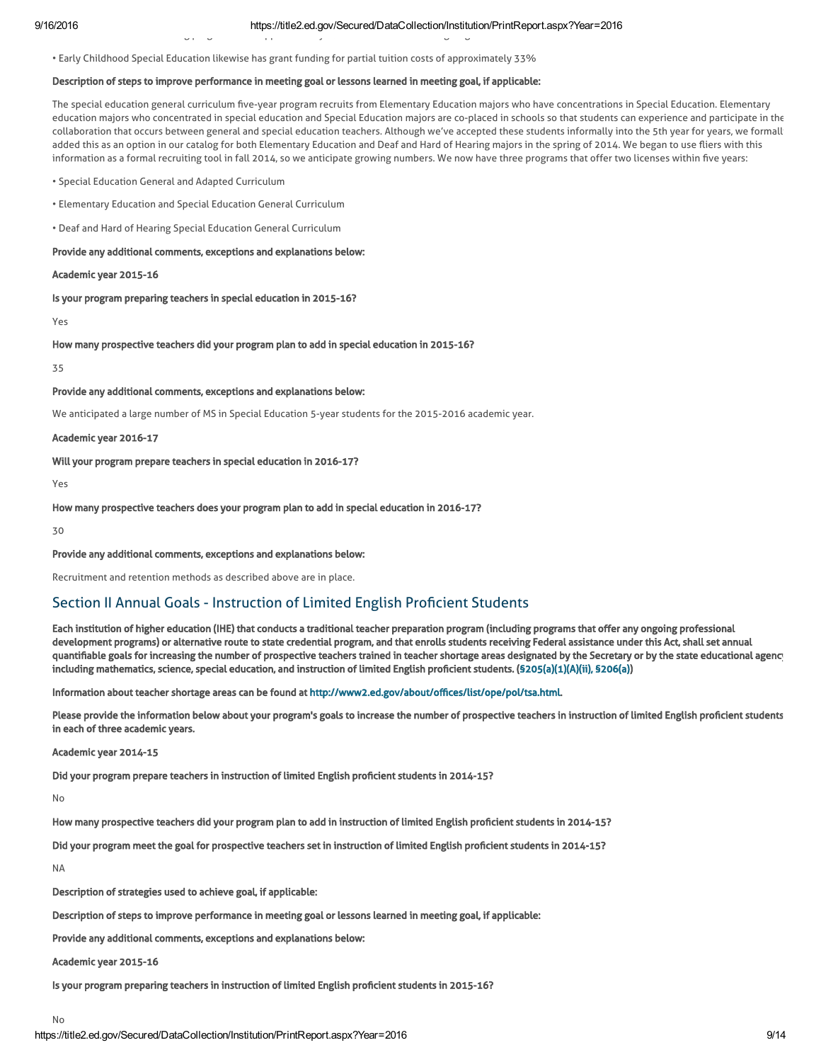• Early Childhood Special Education likewise has grant funding for partial tuition costs of approximately 33%

**Description of steps to improve performance in meeting goal or lessons learned in meeting goal, if applicable:**

The special education general curriculum five-year program recruits from Elementary Education majors who have concentrations in Special Education. Elementary education majors who concentrated in special education and Special Education majors are co-placed in schools so that students can experience and participate in the collaboration that occurs between general and special education teachers. Although we've accepted these students informally into the 5th year for years, we formall added this as an option in our catalog for both Elementary Education and Deaf and Hard of Hearing majors in the spring of 2014. We began to use fliers with this information as a formal recruiting tool in fall 2014, so we anticipate growing numbers. We now have three programs that offer two licenses within five years:

• Special Education General and Adapted Curriculum

• Elementary Education and Special Education General Curriculum

• Deaf and Hard of Hearing Special Education General Curriculum

**Provide any additional comments, exceptions and explanations below:**

**Academic year 2015-16**

**Is your program preparing teachers in special education in 2015-16?**

Yes

**How many prospective teachers did your program plan to add in special education in 2015-16?**

35

**Provide any additional comments, exceptions and explanations below:**

We anticipated a large number of MS in Special Education 5-year students for the 2015-2016 academic year.

**Academic year 2016-17**

**Will your program prepare teachers in special education in 2016-17?**

Yes

**How many prospective teachers does your program plan to add in special education in 2016-17?**

30

**Provide any additional comments, exceptions and explanations below:**

Recruitment and retention methods as described above are in place.

## Section II Annual Goals - Instruction of Limited English Proficient Students

**Each institution of higher education (IHE) that conducts a traditional teacher preparation program (including programs that offer any ongoing professional development programs) or alternative route to state credential program, and that enrolls students receiving Federal assistance under this Act, shall set annual quantifiable goals for increasing the number of prospective teachers trained in teacher shortage areas designated by the Secretary or by the state educational agenc including mathematics, science, special education, and instruction of limited English proficient students. (§205(a)(1)(A)(ii), §206(a))**

**Information about teacher shortage areas can be found at http://www2.ed.gov/about/offices/list/ope/pol/tsa.html.**

**Please provide the information below about your program's goals to increase the number of prospective teachers in instruction of limited English proficient students in each of three academic years.**

**Academic year 2014-15**

**Did your program prepare teachers in instruction of limited English proficient students in 2014-15?**

No

**How many prospective teachers did your program plan to add in instruction of limited English proficient students in 2014-15?**

**Did your program meet the goal for prospective teachers set in instruction of limited English proficient students in 2014-15?**

NA

**Description of strategies used to achieve goal, if applicable:**

**Description of steps to improve performance in meeting goal or lessons learned in meeting goal, if applicable:**

**Provide any additional comments, exceptions and explanations below:**

**Academic year 2015-16**

**Is your program preparing teachers in instruction of limited English proficient students in 2015-16?**

No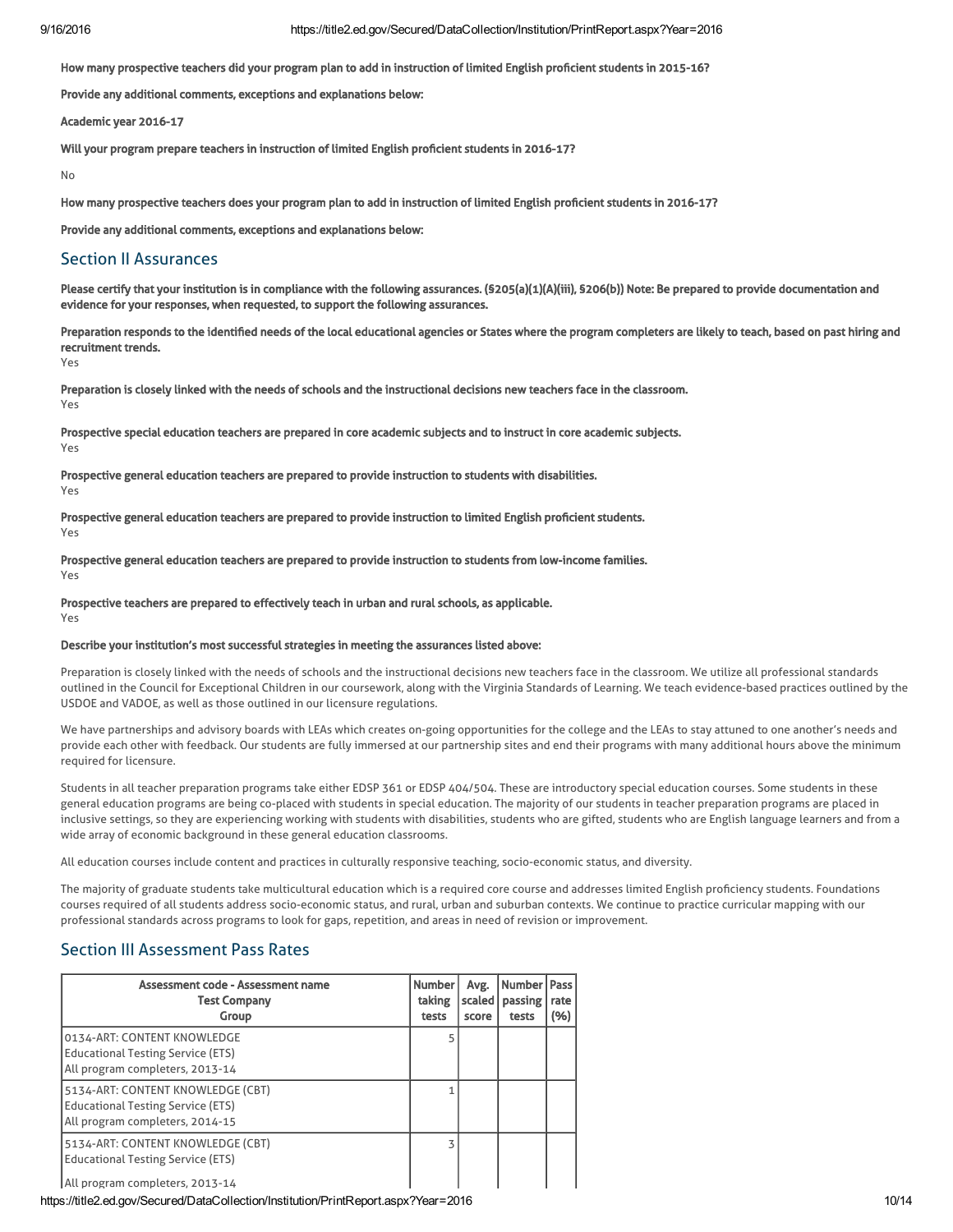**How many prospective teachers did your program plan to add in instruction of limited English proficient students in 2015-16?**

**Provide any additional comments, exceptions and explanations below:**

**Academic year 2016-17**

**Will your program prepare teachers in instruction of limited English proficient students in 2016-17?**

No

**How many prospective teachers does your program plan to add in instruction of limited English proficient students in 2016-17?**

**Provide any additional comments, exceptions and explanations below:**

## Section II Assurances

**Please certify that your institution is in compliance with the following assurances. (§205(a)(1)(A)(iii), §206(b)) Note: Be prepared to provide documentation and evidence for your responses, when requested, to support the following assurances.**

**Preparation responds to the identified needs of the local educational agencies or States where the program completers are likely to teach, based on past hiring and recruitment trends.**
Yes

**Preparation is closely linked with the needs of schools and the instructional decisions new teachers face in the classroom.**
Yes

**Prospective special education teachers are prepared in core academic subjects and to instruct in core academic subjects.**
Yes

**Prospective general education teachers are prepared to provide instruction to students with disabilities.**
Yes

**Prospective general education teachers are prepared to provide instruction to limited English proficient students.**
Yes

**Prospective general education teachers are prepared to provide instruction to students from low-income families.**
Yes

**Prospective teachers are prepared to effectively teach in urban and rural schools, as applicable.**
Yes

**Describe your institution's most successful strategies in meeting the assurances listed above:**

Preparation is closely linked with the needs of schools and the instructional decisions new teachers face in the classroom. We utilize all professional standards outlined in the Council for Exceptional Children in our coursework, along with the Virginia Standards of Learning. We teach evidence-based practices outlined by the USDOE and VADOE, as well as those outlined in our licensure regulations.

We have partnerships and advisory boards with LEAs which creates on-going opportunities for the college and the LEAs to stay attuned to one another's needs and provide each other with feedback. Our students are fully immersed at our partnership sites and end their programs with many additional hours above the minimum required for licensure.

Students in all teacher preparation programs take either EDSP 361 or EDSP 404/504. These are introductory special education courses. Some students in these general education programs are being co-placed with students in special education. The majority of our students in teacher preparation programs are placed in inclusive settings, so they are experiencing working with students with disabilities, students who are gifted, students who are English language learners and from a wide array of economic background in these general education classrooms.

All education courses include content and practices in culturally responsive teaching, socio-economic status, and diversity.

The majority of graduate students take multicultural education which is a required core course and addresses limited English proficiency students. Foundations courses required of all students address socio-economic status, and rural, urban and suburban contexts. We continue to practice curricular mapping with our professional standards across programs to look for gaps, repetition, and areas in need of revision or improvement.

## Section III Assessment Pass Rates

| Assessment code - Assessment name<br>Test Company<br>Group | Number taking tests | Avg. scaled score | Number passing tests | Pass rate (%) |
|---|---|---|---|---|
| 0134-ART: CONTENT KNOWLEDGE<br>Educational Testing Service (ETS)<br>All program completers, 2013-14 | 5 | | | |
| 5134-ART: CONTENT KNOWLEDGE (CBT)<br>Educational Testing Service (ETS)<br>All program completers, 2014-15 | 1 | | | |
| 5134-ART: CONTENT KNOWLEDGE (CBT)<br>Educational Testing Service (ETS)<br>All program completers, 2013-14 | 3 | | | |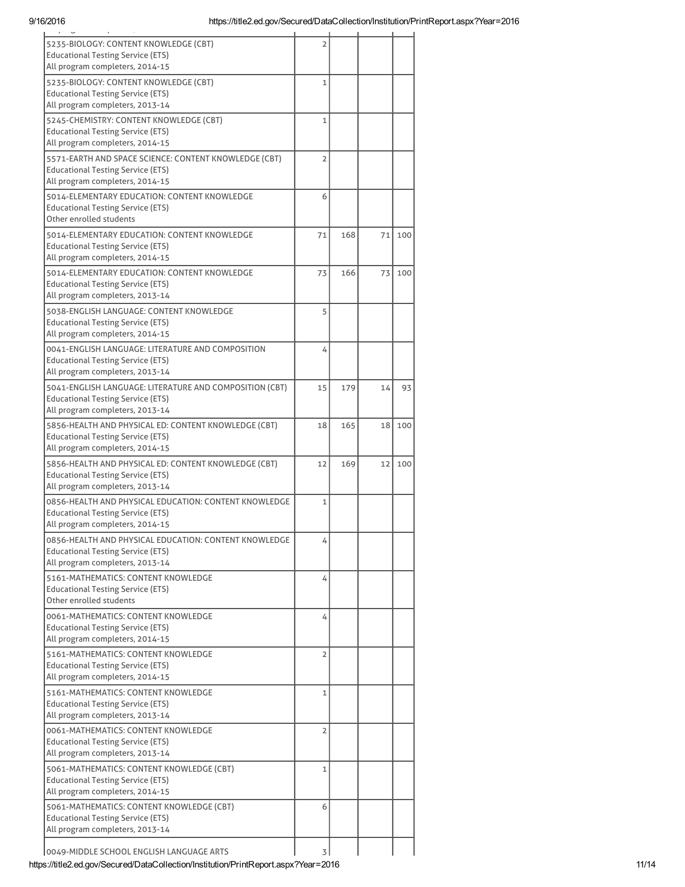| | | | | |
|---|---|---|---|---|
| 5235-BIOLOGY: CONTENT KNOWLEDGE (CBT)<br>Educational Testing Service (ETS)<br>All program completers, 2014-15 | 2 | | | |
| 5235-BIOLOGY: CONTENT KNOWLEDGE (CBT)<br>Educational Testing Service (ETS)<br>All program completers, 2013-14 | 1 | | | |
| 5245-CHEMISTRY: CONTENT KNOWLEDGE (CBT)<br>Educational Testing Service (ETS)<br>All program completers, 2014-15 | 1 | | | |
| 5571-EARTH AND SPACE SCIENCE: CONTENT KNOWLEDGE (CBT)<br>Educational Testing Service (ETS)<br>All program completers, 2014-15 | 2 | | | |
| 5014-ELEMENTARY EDUCATION: CONTENT KNOWLEDGE<br>Educational Testing Service (ETS)<br>Other enrolled students | 6 | | | |
| 5014-ELEMENTARY EDUCATION: CONTENT KNOWLEDGE<br>Educational Testing Service (ETS)<br>All program completers, 2014-15 | 71 | 168 | 71 | 100 |
| 5014-ELEMENTARY EDUCATION: CONTENT KNOWLEDGE<br>Educational Testing Service (ETS)<br>All program completers, 2013-14 | 73 | 166 | 73 | 100 |
| 5038-ENGLISH LANGUAGE: CONTENT KNOWLEDGE<br>Educational Testing Service (ETS)<br>All program completers, 2014-15 | 5 | | | |
| 0041-ENGLISH LANGUAGE: LITERATURE AND COMPOSITION<br>Educational Testing Service (ETS)<br>All program completers, 2013-14 | 4 | | | |
| 5041-ENGLISH LANGUAGE: LITERATURE AND COMPOSITION (CBT)<br>Educational Testing Service (ETS)<br>All program completers, 2013-14 | 15 | 179 | 14 | 93 |
| 5856-HEALTH AND PHYSICAL ED: CONTENT KNOWLEDGE (CBT)<br>Educational Testing Service (ETS)<br>All program completers, 2014-15 | 18 | 165 | 18 | 100 |
| 5856-HEALTH AND PHYSICAL ED: CONTENT KNOWLEDGE (CBT)<br>Educational Testing Service (ETS)<br>All program completers, 2013-14 | 12 | 169 | 12 | 100 |
| 0856-HEALTH AND PHYSICAL EDUCATION: CONTENT KNOWLEDGE<br>Educational Testing Service (ETS)<br>All program completers, 2014-15 | 1 | | | |
| 0856-HEALTH AND PHYSICAL EDUCATION: CONTENT KNOWLEDGE<br>Educational Testing Service (ETS)<br>All program completers, 2013-14 | 4 | | | |
| 5161-MATHEMATICS: CONTENT KNOWLEDGE<br>Educational Testing Service (ETS)<br>Other enrolled students | 4 | | | |
| 0061-MATHEMATICS: CONTENT KNOWLEDGE<br>Educational Testing Service (ETS)<br>All program completers, 2014-15 | 4 | | | |
| 5161-MATHEMATICS: CONTENT KNOWLEDGE<br>Educational Testing Service (ETS)<br>All program completers, 2014-15 | 2 | | | |
| 5161-MATHEMATICS: CONTENT KNOWLEDGE<br>Educational Testing Service (ETS)<br>All program completers, 2013-14 | 1 | | | |
| 0061-MATHEMATICS: CONTENT KNOWLEDGE<br>Educational Testing Service (ETS)<br>All program completers, 2013-14 | 2 | | | |
| 5061-MATHEMATICS: CONTENT KNOWLEDGE (CBT)<br>Educational Testing Service (ETS)<br>All program completers, 2014-15 | 1 | | | |
| 5061-MATHEMATICS: CONTENT KNOWLEDGE (CBT)<br>Educational Testing Service (ETS)<br>All program completers, 2013-14 | 6 | | | |
| 0049-MIDDLE SCHOOL ENGLISH LANGUAGE ARTS | 3 | | | |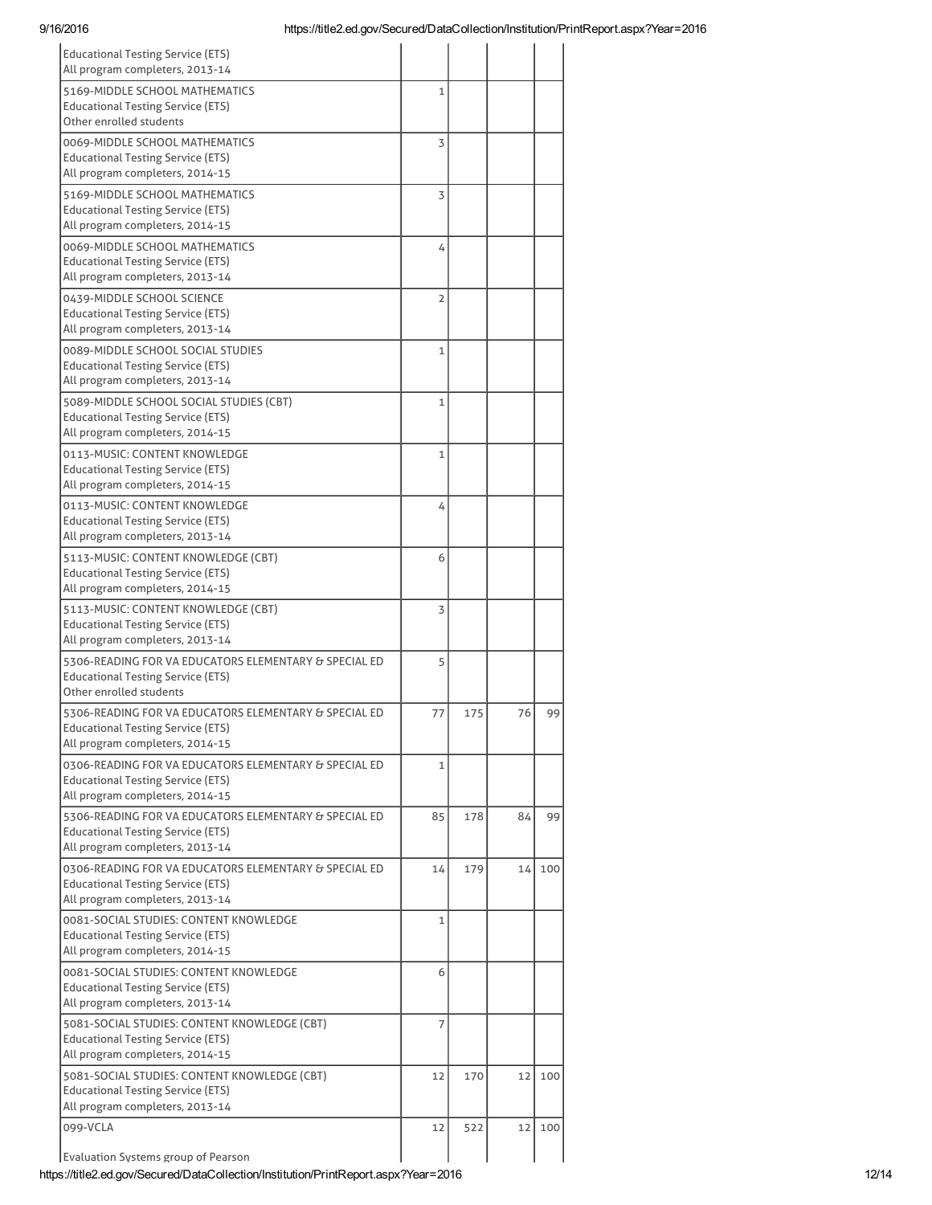| | | | | |
|---|---|---|---|---|
| Educational Testing Service (ETS)<br>All program completers, 2013-14 | | | | |
| 5169-MIDDLE SCHOOL MATHEMATICS<br>Educational Testing Service (ETS)<br>Other enrolled students | 1 | | | |
| 0069-MIDDLE SCHOOL MATHEMATICS<br>Educational Testing Service (ETS)<br>All program completers, 2014-15 | 3 | | | |
| 5169-MIDDLE SCHOOL MATHEMATICS<br>Educational Testing Service (ETS)<br>All program completers, 2014-15 | 3 | | | |
| 0069-MIDDLE SCHOOL MATHEMATICS<br>Educational Testing Service (ETS)<br>All program completers, 2013-14 | 4 | | | |
| 0439-MIDDLE SCHOOL SCIENCE<br>Educational Testing Service (ETS)<br>All program completers, 2013-14 | 2 | | | |
| 0089-MIDDLE SCHOOL SOCIAL STUDIES<br>Educational Testing Service (ETS)<br>All program completers, 2013-14 | 1 | | | |
| 5089-MIDDLE SCHOOL SOCIAL STUDIES (CBT)<br>Educational Testing Service (ETS)<br>All program completers, 2014-15 | 1 | | | |
| 0113-MUSIC: CONTENT KNOWLEDGE<br>Educational Testing Service (ETS)<br>All program completers, 2014-15 | 1 | | | |
| 0113-MUSIC: CONTENT KNOWLEDGE<br>Educational Testing Service (ETS)<br>All program completers, 2013-14 | 4 | | | |
| 5113-MUSIC: CONTENT KNOWLEDGE (CBT)<br>Educational Testing Service (ETS)<br>All program completers, 2014-15 | 6 | | | |
| 5113-MUSIC: CONTENT KNOWLEDGE (CBT)<br>Educational Testing Service (ETS)<br>All program completers, 2013-14 | 3 | | | |
| 5306-READING FOR VA EDUCATORS ELEMENTARY & SPECIAL ED<br>Educational Testing Service (ETS)<br>Other enrolled students | 5 | | | |
| 5306-READING FOR VA EDUCATORS ELEMENTARY & SPECIAL ED<br>Educational Testing Service (ETS)<br>All program completers, 2014-15 | 77 | 175 | 76 | 99 |
| 0306-READING FOR VA EDUCATORS ELEMENTARY & SPECIAL ED<br>Educational Testing Service (ETS)<br>All program completers, 2014-15 | 1 | | | |
| 5306-READING FOR VA EDUCATORS ELEMENTARY & SPECIAL ED<br>Educational Testing Service (ETS)<br>All program completers, 2013-14 | 85 | 178 | 84 | 99 |
| 0306-READING FOR VA EDUCATORS ELEMENTARY & SPECIAL ED<br>Educational Testing Service (ETS)<br>All program completers, 2013-14 | 14 | 179 | 14 | 100 |
| 0081-SOCIAL STUDIES: CONTENT KNOWLEDGE<br>Educational Testing Service (ETS)<br>All program completers, 2014-15 | 1 | | | |
| 0081-SOCIAL STUDIES: CONTENT KNOWLEDGE<br>Educational Testing Service (ETS)<br>All program completers, 2013-14 | 6 | | | |
| 5081-SOCIAL STUDIES: CONTENT KNOWLEDGE (CBT)<br>Educational Testing Service (ETS)<br>All program completers, 2014-15 | 7 | | | |
| 5081-SOCIAL STUDIES: CONTENT KNOWLEDGE (CBT)<br>Educational Testing Service (ETS)<br>All program completers, 2013-14 | 12 | 170 | 12 | 100 |
| 099-VCLA<br><br>Evaluation Systems group of Pearson | 12 | 522 | 12 | 100 |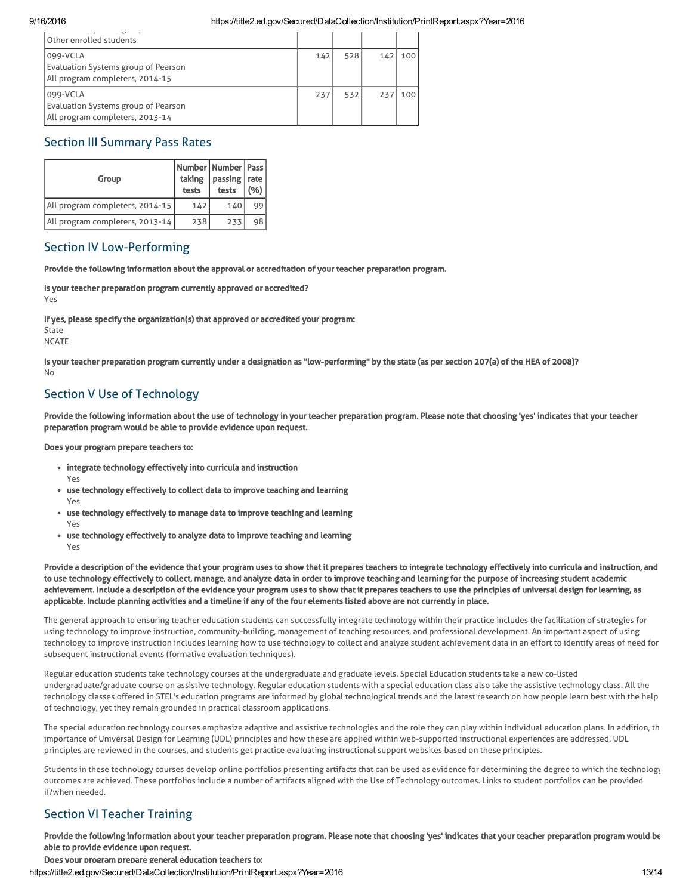| | | | | |
|---|---|---|---|---|
| Other enrolled students | | | | |
| 099-VCLA<br>Evaluation Systems group of Pearson<br>All program completers, 2014-15 | 142 | 528 | 142 | 100 |
| 099-VCLA<br>Evaluation Systems group of Pearson<br>All program completers, 2013-14 | 237 | 532 | 237 | 100 |

## Section III Summary Pass Rates

| Group | Number taking tests | Number passing tests | Pass rate (%) |
|---|---|---|---|
| All program completers, 2014-15 | 142 | 140 | 99 |
| All program completers, 2013-14 | 238 | 233 | 98 |

## Section IV Low-Performing

**Provide the following information about the approval or accreditation of your teacher preparation program.**

**Is your teacher preparation program currently approved or accredited?**
Yes

**If yes, please specify the organization(s) that approved or accredited your program:**
State
NCATE

**Is your teacher preparation program currently under a designation as "low-performing" by the state (as per section 207(a) of the HEA of 2008)?**
No

## Section V Use of Technology

**Provide the following information about the use of technology in your teacher preparation program. Please note that choosing 'yes' indicates that your teacher preparation program would be able to provide evidence upon request.**

**Does your program prepare teachers to:**

- **integrate technology effectively into curricula and instruction**
  Yes
- **use technology effectively to collect data to improve teaching and learning**
  Yes
- **use technology effectively to manage data to improve teaching and learning**
  Yes
- **use technology effectively to analyze data to improve teaching and learning**
  Yes

**Provide a description of the evidence that your program uses to show that it prepares teachers to integrate technology effectively into curricula and instruction, and to use technology effectively to collect, manage, and analyze data in order to improve teaching and learning for the purpose of increasing student academic achievement. Include a description of the evidence your program uses to show that it prepares teachers to use the principles of universal design for learning, as applicable. Include planning activities and a timeline if any of the four elements listed above are not currently in place.**

The general approach to ensuring teacher education students can successfully integrate technology within their practice includes the facilitation of strategies for using technology to improve instruction, community-building, management of teaching resources, and professional development. An important aspect of using technology to improve instruction includes learning how to use technology to collect and analyze student achievement data in an effort to identify areas of need for subsequent instructional events (formative evaluation techniques).

Regular education students take technology courses at the undergraduate and graduate levels. Special Education students take a new co-listed undergraduate/graduate course on assistive technology. Regular education students with a special education class also take the assistive technology class. All the technology classes offered in STEL's education programs are informed by global technological trends and the latest research on how people learn best with the help of technology, yet they remain grounded in practical classroom applications.

The special education technology courses emphasize adaptive and assistive technologies and the role they can play within individual education plans. In addition, the importance of Universal Design for Learning (UDL) principles and how these are applied within web-supported instructional experiences are addressed. UDL principles are reviewed in the courses, and students get practice evaluating instructional support websites based on these principles.

Students in these technology courses develop online portfolios presenting artifacts that can be used as evidence for determining the degree to which the technology outcomes are achieved. These portfolios include a number of artifacts aligned with the Use of Technology outcomes. Links to student portfolios can be provided if/when needed.

## Section VI Teacher Training

**Provide the following information about your teacher preparation program. Please note that choosing 'yes' indicates that your teacher preparation program would be able to provide evidence upon request.**

**Does your program prepare general education teachers to:**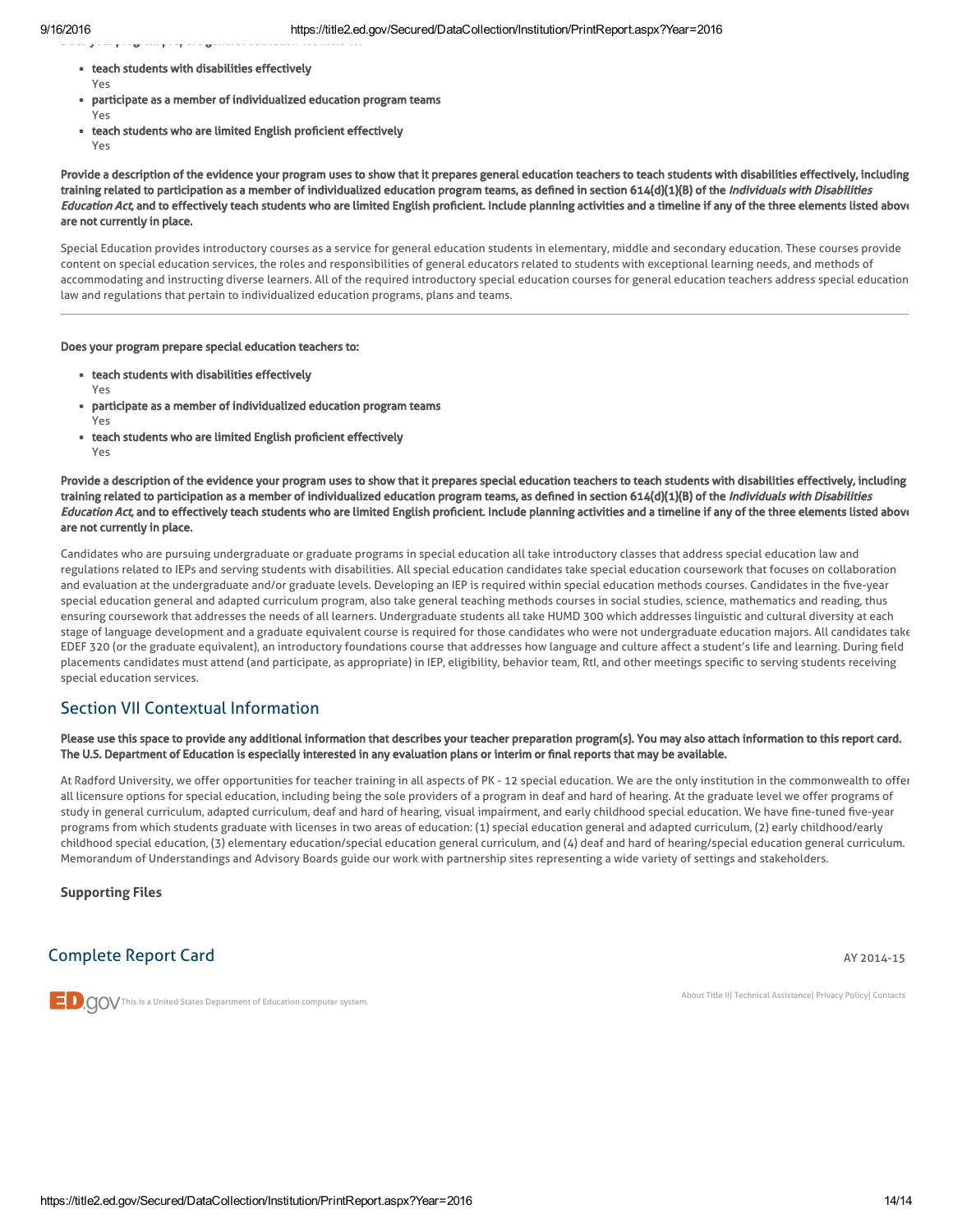- teach students with disabilities effectively
  Yes
- participate as a member of individualized education program teams
  Yes
- teach students who are limited English proficient effectively
  Yes

**Provide a description of the evidence your program uses to show that it prepares general education teachers to teach students with disabilities effectively, including training related to participation as a member of individualized education program teams, as defined in section 614(d)(1)(B) of the *Individuals with Disabilities Education Act*, and to effectively teach students who are limited English proficient. Include planning activities and a timeline if any of the three elements listed above are not currently in place.**

Special Education provides introductory courses as a service for general education students in elementary, middle and secondary education. These courses provide content on special education services, the roles and responsibilities of general educators related to students with exceptional learning needs, and methods of accommodating and instructing diverse learners. All of the required introductory special education courses for general education teachers address special education law and regulations that pertain to individualized education programs, plans and teams.

---

**Does your program prepare special education teachers to:**

- teach students with disabilities effectively
  Yes
- participate as a member of individualized education program teams
  Yes
- teach students who are limited English proficient effectively
  Yes

**Provide a description of the evidence your program uses to show that it prepares special education teachers to teach students with disabilities effectively, including training related to participation as a member of individualized education program teams, as defined in section 614(d)(1)(B) of the *Individuals with Disabilities Education Act*, and to effectively teach students who are limited English proficient. Include planning activities and a timeline if any of the three elements listed above are not currently in place.**

Candidates who are pursuing undergraduate or graduate programs in special education all take introductory classes that address special education law and regulations related to IEPs and serving students with disabilities. All special education candidates take special education coursework that focuses on collaboration and evaluation at the undergraduate and/or graduate levels. Developing an IEP is required within special education methods courses. Candidates in the five-year special education general and adapted curriculum program, also take general teaching methods courses in social studies, science, mathematics and reading, thus ensuring coursework that addresses the needs of all learners. Undergraduate students all take HUMD 300 which addresses linguistic and cultural diversity at each stage of language development and a graduate equivalent course is required for those candidates who were not undergraduate education majors. All candidates take EDEF 320 (or the graduate equivalent), an introductory foundations course that addresses how language and culture affect a student's life and learning. During field placements candidates must attend (and participate, as appropriate) in IEP, eligibility, behavior team, RtI, and other meetings specific to serving students receiving special education services.

## Section VII Contextual Information

**Please use this space to provide any additional information that describes your teacher preparation program(s). You may also attach information to this report card. The U.S. Department of Education is especially interested in any evaluation plans or interim or final reports that may be available.**

At Radford University, we offer opportunities for teacher training in all aspects of PK - 12 special education. We are the only institution in the commonwealth to offer all licensure options for special education, including being the sole providers of a program in deaf and hard of hearing. At the graduate level we offer programs of study in general curriculum, adapted curriculum, deaf and hard of hearing, visual impairment, and early childhood special education. We have fine-tuned five-year programs from which students graduate with licenses in two areas of education: (1) special education general and adapted curriculum, (2) early childhood/early childhood special education, (3) elementary education/special education general curriculum, and (4) deaf and hard of hearing/special education general curriculum. Memorandum of Understandings and Advisory Boards guide our work with partnership sites representing a wide variety of settings and stakeholders.

**Supporting Files**

## Complete Report Card

AY 2014-15